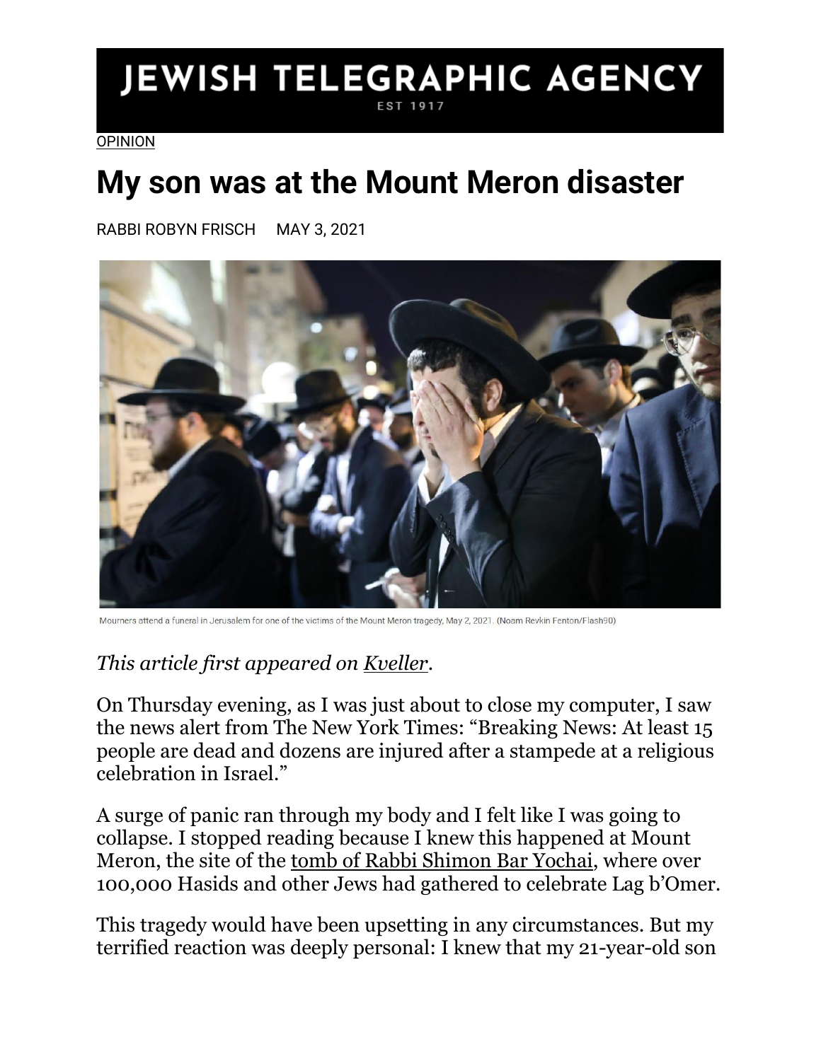JEWISH TELEGRAPHIC AGENCY

EST 1917

OPINION

# My son was at the Mount Meron disaster

RABBI ROBYN FRISCH     MAY 3, 2021

Mourners attend a funeral in Jerusalem for one of the victims of the Mount Meron tragedy, May 2, 2021. (Noam Revkin Fenton/Flash90)

*This article first appeared on Kveller.*

On Thursday evening, as I was just about to close my computer, I saw the news alert from The New York Times: "Breaking News: At least 15 people are dead and dozens are injured after a stampede at a religious celebration in Israel."

A surge of panic ran through my body and I felt like I was going to collapse. I stopped reading because I knew this happened at Mount Meron, the site of the tomb of Rabbi Shimon Bar Yochai, where over 100,000 Hasids and other Jews had gathered to celebrate Lag b'Omer.

This tragedy would have been upsetting in any circumstances. But my terrified reaction was deeply personal: I knew that my 21-year-old son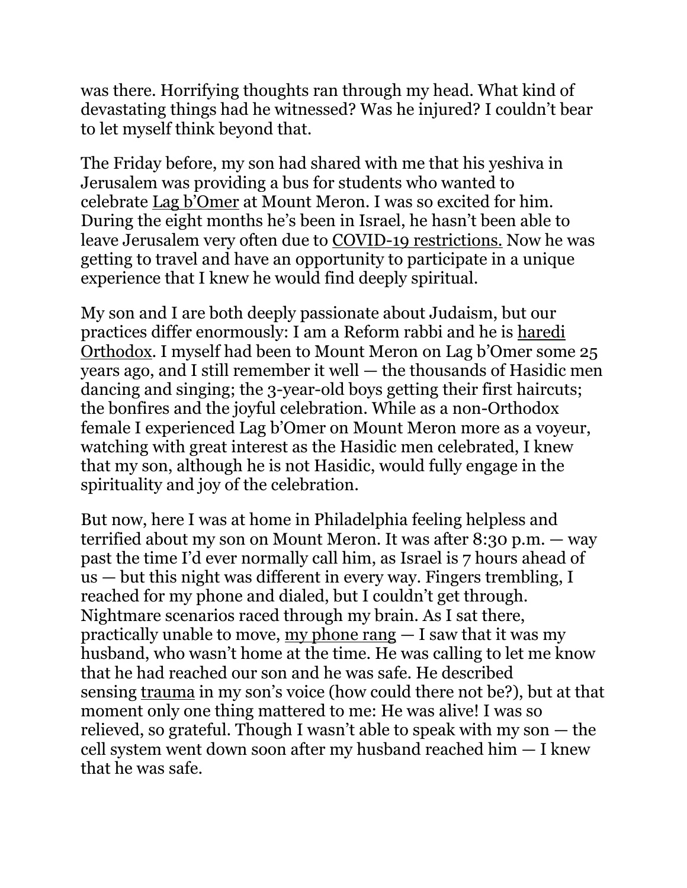was there. Horrifying thoughts ran through my head. What kind of devastating things had he witnessed? Was he injured? I couldn't bear to let myself think beyond that.

The Friday before, my son had shared with me that his yeshiva in Jerusalem was providing a bus for students who wanted to celebrate Lag b'Omer at Mount Meron. I was so excited for him. During the eight months he's been in Israel, he hasn't been able to leave Jerusalem very often due to COVID-19 restrictions. Now he was getting to travel and have an opportunity to participate in a unique experience that I knew he would find deeply spiritual.

My son and I are both deeply passionate about Judaism, but our practices differ enormously: I am a Reform rabbi and he is haredi Orthodox. I myself had been to Mount Meron on Lag b'Omer some 25 years ago, and I still remember it well — the thousands of Hasidic men dancing and singing; the 3-year-old boys getting their first haircuts; the bonfires and the joyful celebration. While as a non-Orthodox female I experienced Lag b'Omer on Mount Meron more as a voyeur, watching with great interest as the Hasidic men celebrated, I knew that my son, although he is not Hasidic, would fully engage in the spirituality and joy of the celebration.

But now, here I was at home in Philadelphia feeling helpless and terrified about my son on Mount Meron. It was after 8:30 p.m. — way past the time I'd ever normally call him, as Israel is 7 hours ahead of us — but this night was different in every way. Fingers trembling, I reached for my phone and dialed, but I couldn't get through. Nightmare scenarios raced through my brain. As I sat there, practically unable to move, my phone rang — I saw that it was my husband, who wasn't home at the time. He was calling to let me know that he had reached our son and he was safe. He described sensing trauma in my son's voice (how could there not be?), but at that moment only one thing mattered to me: He was alive! I was so relieved, so grateful. Though I wasn't able to speak with my son — the cell system went down soon after my husband reached him — I knew that he was safe.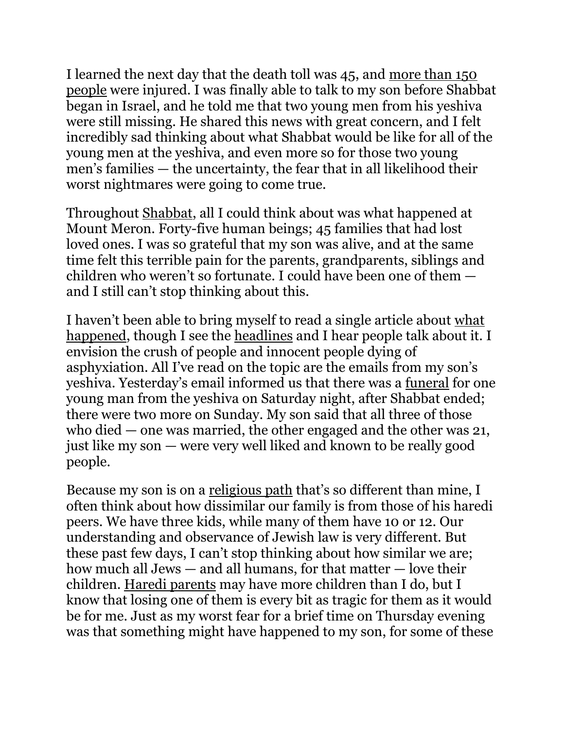I learned the next day that the death toll was 45, and more than 150 people were injured. I was finally able to talk to my son before Shabbat began in Israel, and he told me that two young men from his yeshiva were still missing. He shared this news with great concern, and I felt incredibly sad thinking about what Shabbat would be like for all of the young men at the yeshiva, and even more so for those two young men's families — the uncertainty, the fear that in all likelihood their worst nightmares were going to come true.

Throughout Shabbat, all I could think about was what happened at Mount Meron. Forty-five human beings; 45 families that had lost loved ones. I was so grateful that my son was alive, and at the same time felt this terrible pain for the parents, grandparents, siblings and children who weren't so fortunate. I could have been one of them — and I still can't stop thinking about this.

I haven't been able to bring myself to read a single article about what happened, though I see the headlines and I hear people talk about it. I envision the crush of people and innocent people dying of asphyxiation. All I've read on the topic are the emails from my son's yeshiva. Yesterday's email informed us that there was a funeral for one young man from the yeshiva on Saturday night, after Shabbat ended; there were two more on Sunday. My son said that all three of those who died — one was married, the other engaged and the other was 21, just like my son — were very well liked and known to be really good people.

Because my son is on a religious path that's so different than mine, I often think about how dissimilar our family is from those of his haredi peers. We have three kids, while many of them have 10 or 12. Our understanding and observance of Jewish law is very different. But these past few days, I can't stop thinking about how similar we are; how much all Jews — and all humans, for that matter — love their children. Haredi parents may have more children than I do, but I know that losing one of them is every bit as tragic for them as it would be for me. Just as my worst fear for a brief time on Thursday evening was that something might have happened to my son, for some of these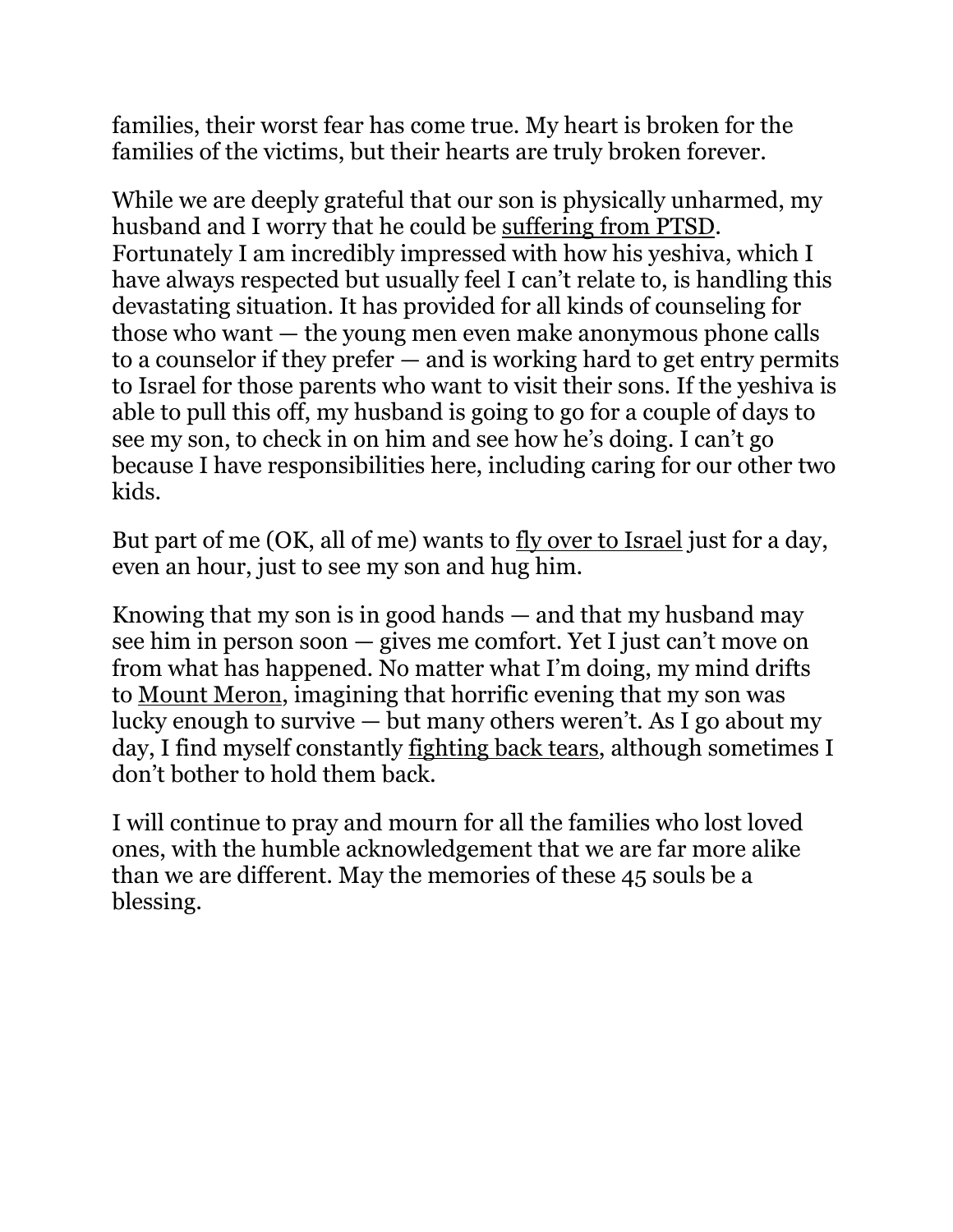families, their worst fear has come true. My heart is broken for the families of the victims, but their hearts are truly broken forever.

While we are deeply grateful that our son is physically unharmed, my husband and I worry that he could be suffering from PTSD. Fortunately I am incredibly impressed with how his yeshiva, which I have always respected but usually feel I can't relate to, is handling this devastating situation. It has provided for all kinds of counseling for those who want — the young men even make anonymous phone calls to a counselor if they prefer — and is working hard to get entry permits to Israel for those parents who want to visit their sons. If the yeshiva is able to pull this off, my husband is going to go for a couple of days to see my son, to check in on him and see how he's doing. I can't go because I have responsibilities here, including caring for our other two kids.

But part of me (OK, all of me) wants to fly over to Israel just for a day, even an hour, just to see my son and hug him.

Knowing that my son is in good hands — and that my husband may see him in person soon — gives me comfort. Yet I just can't move on from what has happened. No matter what I'm doing, my mind drifts to Mount Meron, imagining that horrific evening that my son was lucky enough to survive — but many others weren't. As I go about my day, I find myself constantly fighting back tears, although sometimes I don't bother to hold them back.

I will continue to pray and mourn for all the families who lost loved ones, with the humble acknowledgement that we are far more alike than we are different. May the memories of these 45 souls be a blessing.